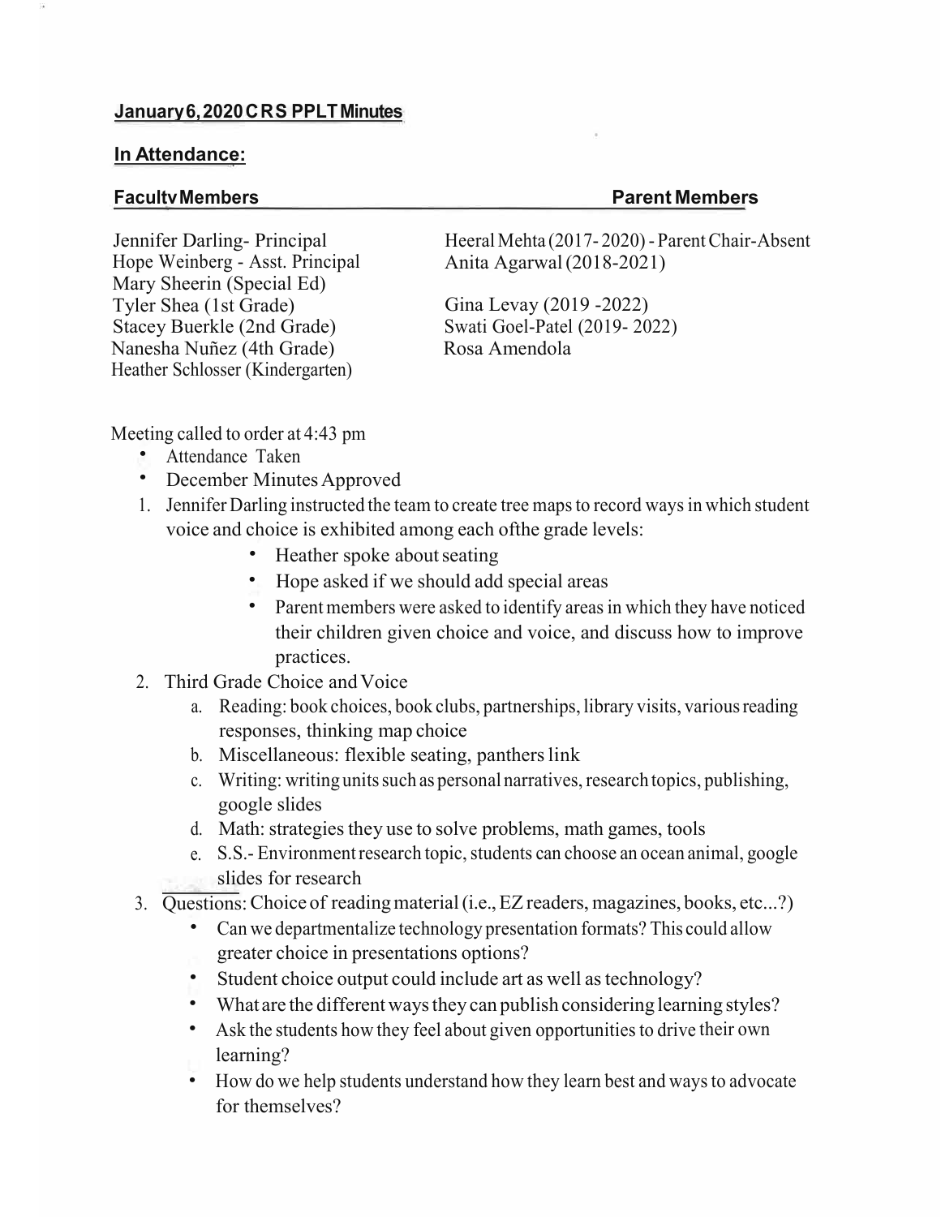## January 6, 2020 C R S PPLT Minutes

### In Attendance:

| Faculty Members | Parent Members |
| --- | --- |
| Jennifer Darling- Principal | Heeral Mehta (2017- 2020) - Parent Chair-Absent |
| Hope Weinberg - Asst. Principal | Anita Agarwal (2018-2021) |
| Mary Sheerin (Special Ed) | |
| Tyler Shea (1st Grade) | Gina Levay (2019 -2022) |
| Stacey Buerkle (2nd Grade) | Swati Goel-Patel (2019- 2022) |
| Nanesha Nuñez (4th Grade) | Rosa Amendola |
| Heather Schlosser (Kindergarten) | |

Meeting called to order at 4:43 pm

- Attendance Taken
- December Minutes Approved

1. Jennifer Darling instructed the team to create tree maps to record ways in which student voice and choice is exhibited among each ofthe grade levels:
   - Heather spoke about seating
   - Hope asked if we should add special areas
   - Parent members were asked to identify areas in which they have noticed their children given choice and voice, and discuss how to improve practices.
2. Third Grade Choice and Voice
   a. Reading: book choices, book clubs, partnerships, library visits, various reading responses, thinking map choice
   b. Miscellaneous: flexible seating, panthers link
   c. Writing: writing units such as personal narratives, research topics, publishing, google slides
   d. Math: strategies they use to solve problems, math games, tools
   e. S.S.- Environment research topic, students can choose an ocean animal, google slides for research
3. Questions: Choice of reading material (i.e., EZ readers, magazines, books, etc...?)
   - Can we departmentalize technology presentation formats? This could allow greater choice in presentations options?
   - Student choice output could include art as well as technology?
   - What are the different ways they can publish considering learning styles?
   - Ask the students how they feel about given opportunities to drive their own learning?
   - How do we help students understand how they learn best and ways to advocate for themselves?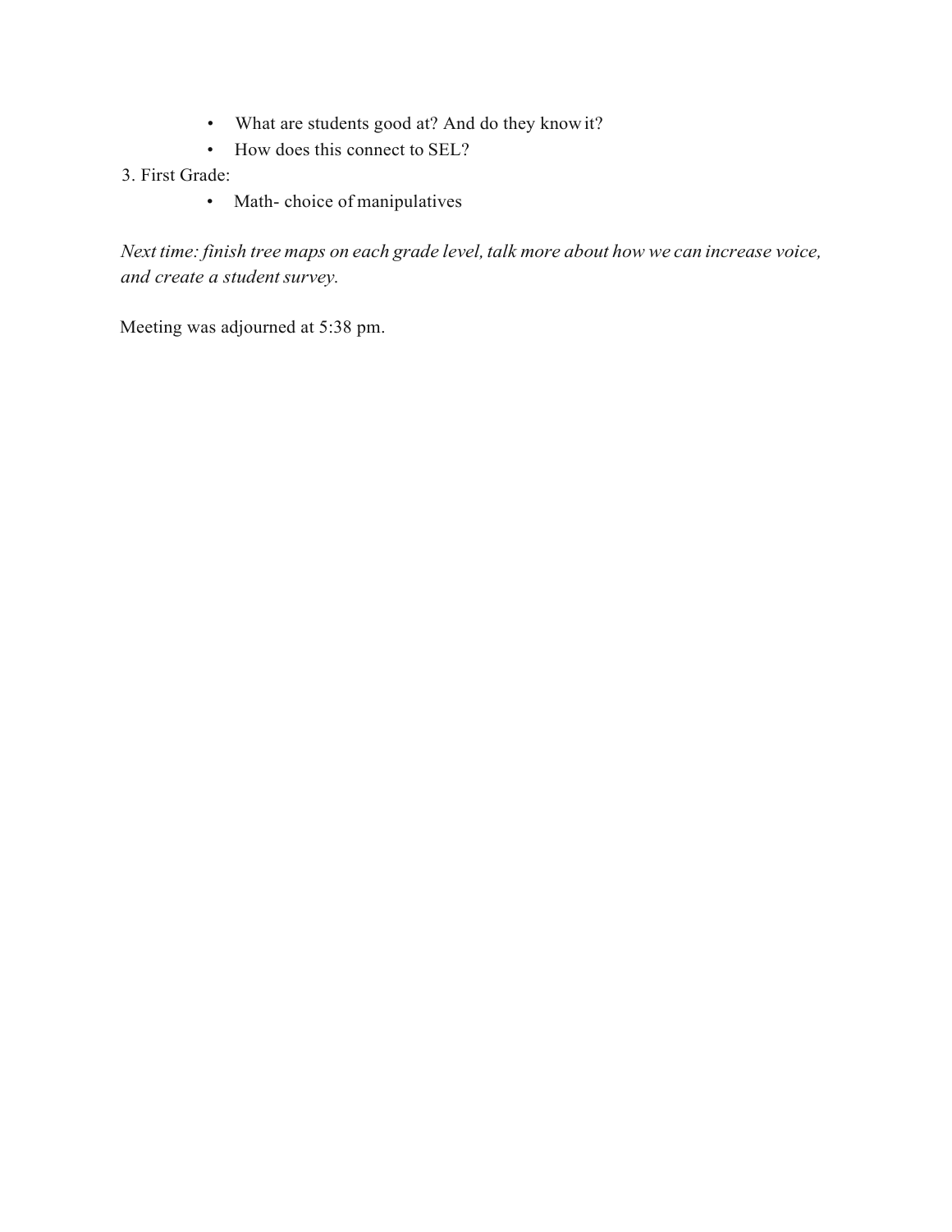- What are students good at? And do they know it?
- How does this connect to SEL?

3. First Grade:
    - Math- choice of manipulatives

*Next time: finish tree maps on each grade level, talk more about how we can increase voice, and create a student survey.*

Meeting was adjourned at 5:38 pm.